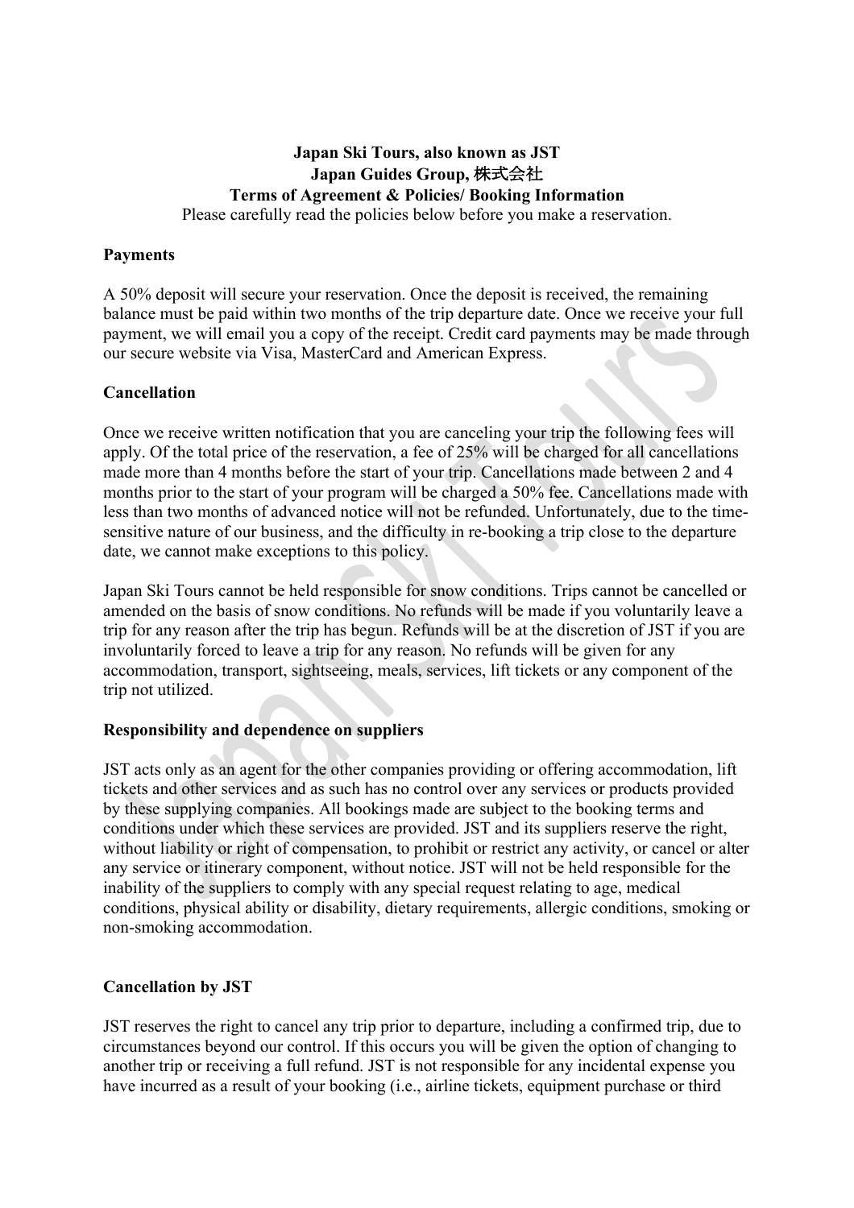**Japan Ski Tours, also known as JST**
**Japan Guides Group, 株式会社**
**Terms of Agreement & Policies/ Booking Information**

Please carefully read the policies below before you make a reservation.

## Payments

A 50% deposit will secure your reservation. Once the deposit is received, the remaining balance must be paid within two months of the trip departure date. Once we receive your full payment, we will email you a copy of the receipt. Credit card payments may be made through our secure website via Visa, MasterCard and American Express.

## Cancellation

Once we receive written notification that you are canceling your trip the following fees will apply. Of the total price of the reservation, a fee of 25% will be charged for all cancellations made more than 4 months before the start of your trip. Cancellations made between 2 and 4 months prior to the start of your program will be charged a 50% fee. Cancellations made with less than two months of advanced notice will not be refunded. Unfortunately, due to the time-sensitive nature of our business, and the difficulty in re-booking a trip close to the departure date, we cannot make exceptions to this policy.

Japan Ski Tours cannot be held responsible for snow conditions. Trips cannot be cancelled or amended on the basis of snow conditions. No refunds will be made if you voluntarily leave a trip for any reason after the trip has begun. Refunds will be at the discretion of JST if you are involuntarily forced to leave a trip for any reason. No refunds will be given for any accommodation, transport, sightseeing, meals, services, lift tickets or any component of the trip not utilized.

## Responsibility and dependence on suppliers

JST acts only as an agent for the other companies providing or offering accommodation, lift tickets and other services and as such has no control over any services or products provided by these supplying companies. All bookings made are subject to the booking terms and conditions under which these services are provided. JST and its suppliers reserve the right, without liability or right of compensation, to prohibit or restrict any activity, or cancel or alter any service or itinerary component, without notice. JST will not be held responsible for the inability of the suppliers to comply with any special request relating to age, medical conditions, physical ability or disability, dietary requirements, allergic conditions, smoking or non-smoking accommodation.

## Cancellation by JST

JST reserves the right to cancel any trip prior to departure, including a confirmed trip, due to circumstances beyond our control. If this occurs you will be given the option of changing to another trip or receiving a full refund. JST is not responsible for any incidental expense you have incurred as a result of your booking (i.e., airline tickets, equipment purchase or third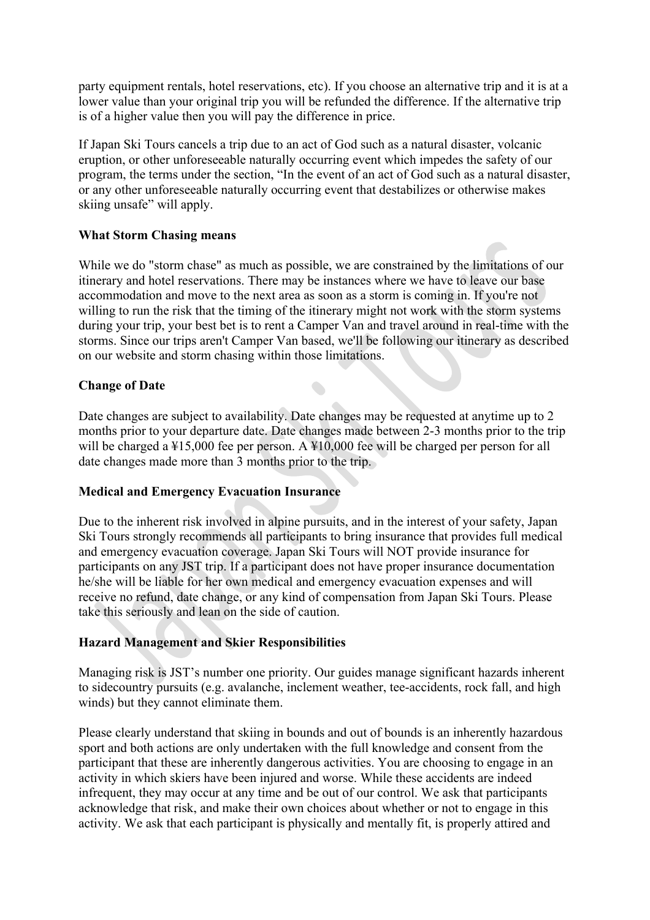party equipment rentals, hotel reservations, etc). If you choose an alternative trip and it is at a lower value than your original trip you will be refunded the difference. If the alternative trip is of a higher value then you will pay the difference in price.

If Japan Ski Tours cancels a trip due to an act of God such as a natural disaster, volcanic eruption, or other unforeseeable naturally occurring event which impedes the safety of our program, the terms under the section, "In the event of an act of God such as a natural disaster, or any other unforeseeable naturally occurring event that destabilizes or otherwise makes skiing unsafe" will apply.

**What Storm Chasing means**

While we do "storm chase" as much as possible, we are constrained by the limitations of our itinerary and hotel reservations. There may be instances where we have to leave our base accommodation and move to the next area as soon as a storm is coming in. If you're not willing to run the risk that the timing of the itinerary might not work with the storm systems during your trip, your best bet is to rent a Camper Van and travel around in real-time with the storms. Since our trips aren't Camper Van based, we'll be following our itinerary as described on our website and storm chasing within those limitations.

**Change of Date**

Date changes are subject to availability. Date changes may be requested at anytime up to 2 months prior to your departure date. Date changes made between 2-3 months prior to the trip will be charged a ¥15,000 fee per person. A ¥10,000 fee will be charged per person for all date changes made more than 3 months prior to the trip.

**Medical and Emergency Evacuation Insurance**

Due to the inherent risk involved in alpine pursuits, and in the interest of your safety, Japan Ski Tours strongly recommends all participants to bring insurance that provides full medical and emergency evacuation coverage. Japan Ski Tours will NOT provide insurance for participants on any JST trip. If a participant does not have proper insurance documentation he/she will be liable for her own medical and emergency evacuation expenses and will receive no refund, date change, or any kind of compensation from Japan Ski Tours. Please take this seriously and lean on the side of caution.

**Hazard Management and Skier Responsibilities**

Managing risk is JST's number one priority. Our guides manage significant hazards inherent to sidecountry pursuits (e.g. avalanche, inclement weather, tee-accidents, rock fall, and high winds) but they cannot eliminate them.

Please clearly understand that skiing in bounds and out of bounds is an inherently hazardous sport and both actions are only undertaken with the full knowledge and consent from the participant that these are inherently dangerous activities. You are choosing to engage in an activity in which skiers have been injured and worse. While these accidents are indeed infrequent, they may occur at any time and be out of our control. We ask that participants acknowledge that risk, and make their own choices about whether or not to engage in this activity. We ask that each participant is physically and mentally fit, is properly attired and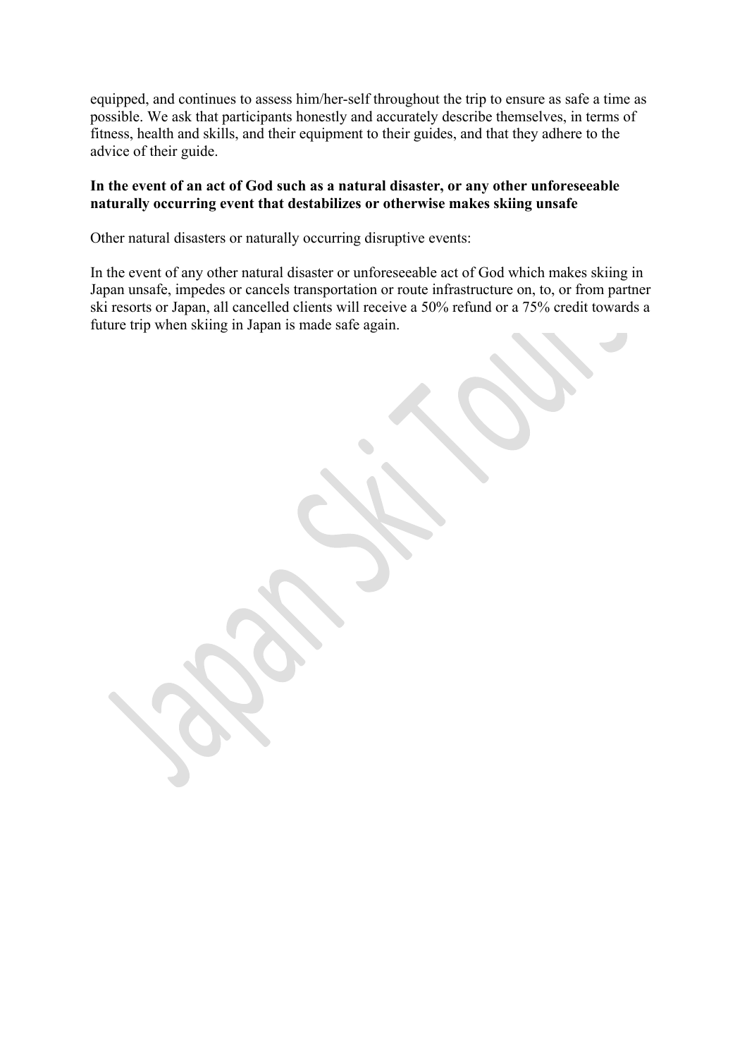equipped, and continues to assess him/her-self throughout the trip to ensure as safe a time as possible. We ask that participants honestly and accurately describe themselves, in terms of fitness, health and skills, and their equipment to their guides, and that they adhere to the advice of their guide.

**In the event of an act of God such as a natural disaster, or any other unforeseeable naturally occurring event that destabilizes or otherwise makes skiing unsafe**

Other natural disasters or naturally occurring disruptive events:

In the event of any other natural disaster or unforeseeable act of God which makes skiing in Japan unsafe, impedes or cancels transportation or route infrastructure on, to, or from partner ski resorts or Japan, all cancelled clients will receive a 50% refund or a 75% credit towards a future trip when skiing in Japan is made safe again.